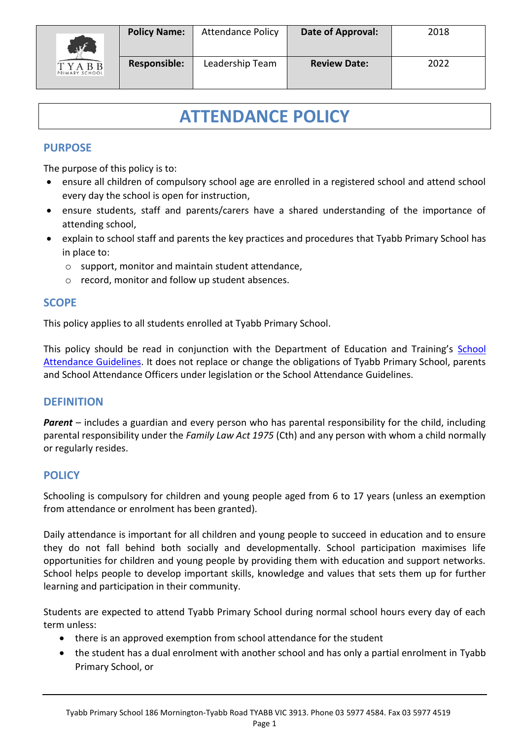| | Policy Name: | Attendance Policy | Date of Approval: | 2018 |
|---|---|---|---|---|
| TYABB PRIMARY SCHOOL | Responsible: | Leadership Team | Review Date: | 2022 |

# ATTENDANCE POLICY

## PURPOSE

The purpose of this policy is to:

- ensure all children of compulsory school age are enrolled in a registered school and attend school every day the school is open for instruction,
- ensure students, staff and parents/carers have a shared understanding of the importance of attending school,
- explain to school staff and parents the key practices and procedures that Tyabb Primary School has in place to:
    - support, monitor and maintain student attendance,
    - record, monitor and follow up student absences.

## SCOPE

This policy applies to all students enrolled at Tyabb Primary School.

This policy should be read in conjunction with the Department of Education and Training's School Attendance Guidelines. It does not replace or change the obligations of Tyabb Primary School, parents and School Attendance Officers under legislation or the School Attendance Guidelines.

## DEFINITION

***Parent*** – includes a guardian and every person who has parental responsibility for the child, including parental responsibility under the *Family Law Act 1975* (Cth) and any person with whom a child normally or regularly resides.

## POLICY

Schooling is compulsory for children and young people aged from 6 to 17 years (unless an exemption from attendance or enrolment has been granted).

Daily attendance is important for all children and young people to succeed in education and to ensure they do not fall behind both socially and developmentally. School participation maximises life opportunities for children and young people by providing them with education and support networks. School helps people to develop important skills, knowledge and values that sets them up for further learning and participation in their community.

Students are expected to attend Tyabb Primary School during normal school hours every day of each term unless:

- there is an approved exemption from school attendance for the student
- the student has a dual enrolment with another school and has only a partial enrolment in Tyabb Primary School, or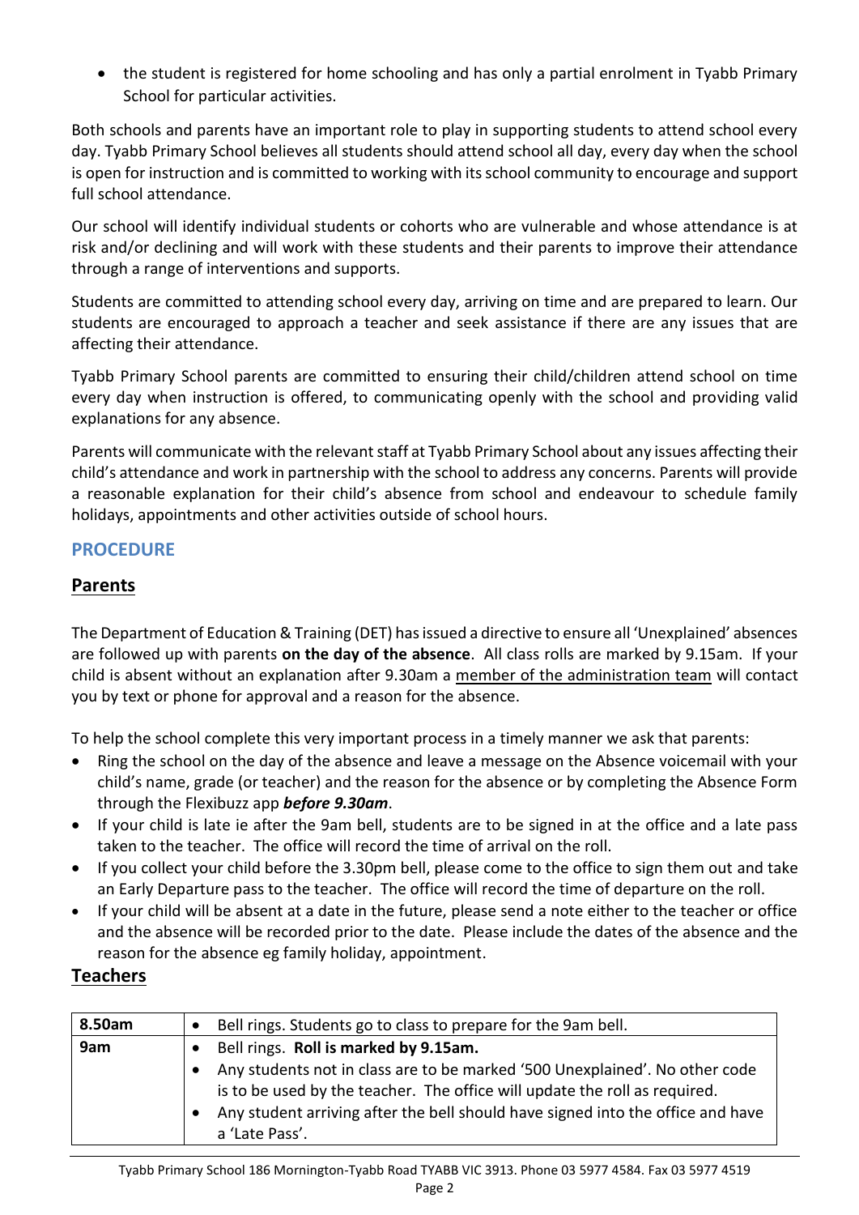- the student is registered for home schooling and has only a partial enrolment in Tyabb Primary School for particular activities.

Both schools and parents have an important role to play in supporting students to attend school every day. Tyabb Primary School believes all students should attend school all day, every day when the school is open for instruction and is committed to working with its school community to encourage and support full school attendance.

Our school will identify individual students or cohorts who are vulnerable and whose attendance is at risk and/or declining and will work with these students and their parents to improve their attendance through a range of interventions and supports.

Students are committed to attending school every day, arriving on time and are prepared to learn. Our students are encouraged to approach a teacher and seek assistance if there are any issues that are affecting their attendance.

Tyabb Primary School parents are committed to ensuring their child/children attend school on time every day when instruction is offered, to communicating openly with the school and providing valid explanations for any absence.

Parents will communicate with the relevant staff at Tyabb Primary School about any issues affecting their child's attendance and work in partnership with the school to address any concerns. Parents will provide a reasonable explanation for their child's absence from school and endeavour to schedule family holidays, appointments and other activities outside of school hours.

## PROCEDURE

### Parents

The Department of Education & Training (DET) has issued a directive to ensure all 'Unexplained' absences are followed up with parents **on the day of the absence**. All class rolls are marked by 9.15am. If your child is absent without an explanation after 9.30am a member of the administration team will contact you by text or phone for approval and a reason for the absence.

To help the school complete this very important process in a timely manner we ask that parents:

- Ring the school on the day of the absence and leave a message on the Absence voicemail with your child's name, grade (or teacher) and the reason for the absence or by completing the Absence Form through the Flexibuzz app ***before 9.30am***.
- If your child is late ie after the 9am bell, students are to be signed in at the office and a late pass taken to the teacher. The office will record the time of arrival on the roll.
- If you collect your child before the 3.30pm bell, please come to the office to sign them out and take an Early Departure pass to the teacher. The office will record the time of departure on the roll.
- If your child will be absent at a date in the future, please send a note either to the teacher or office and the absence will be recorded prior to the date. Please include the dates of the absence and the reason for the absence eg family holiday, appointment.

### Teachers

| **8.50am** | • Bell rings. Students go to class to prepare for the 9am bell. |
|---|---|
| **9am** | • Bell rings. **Roll is marked by 9.15am.**<br>• Any students not in class are to be marked '500 Unexplained'. No other code is to be used by the teacher. The office will update the roll as required.<br>• Any student arriving after the bell should have signed into the office and have a 'Late Pass'. |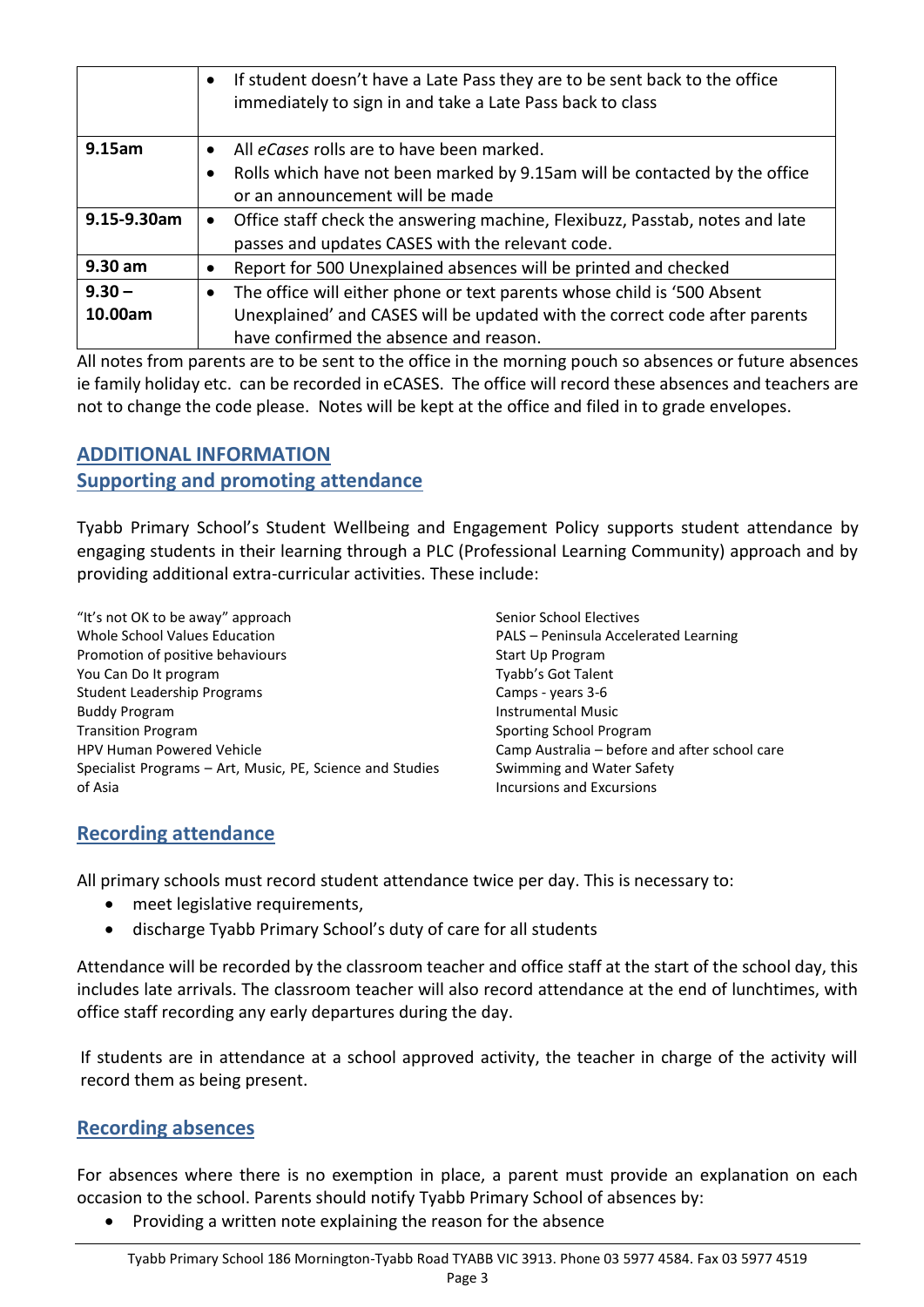| | |
|---|---|
| | • If student doesn't have a Late Pass they are to be sent back to the office immediately to sign in and take a Late Pass back to class |
| **9.15am** | • All *eCases* rolls are to have been marked.<br>• Rolls which have not been marked by 9.15am will be contacted by the office or an announcement will be made |
| **9.15-9.30am** | • Office staff check the answering machine, Flexibuzz, Passtab, notes and late passes and updates CASES with the relevant code. |
| **9.30 am** | • Report for 500 Unexplained absences will be printed and checked |
| **9.30 – 10.00am** | • The office will either phone or text parents whose child is '500 Absent Unexplained' and CASES will be updated with the correct code after parents have confirmed the absence and reason. |

All notes from parents are to be sent to the office in the morning pouch so absences or future absences ie family holiday etc. can be recorded in eCASES. The office will record these absences and teachers are not to change the code please. Notes will be kept at the office and filed in to grade envelopes.

## ADDITIONAL INFORMATION

## Supporting and promoting attendance

Tyabb Primary School's Student Wellbeing and Engagement Policy supports student attendance by engaging students in their learning through a PLC (Professional Learning Community) approach and by providing additional extra-curricular activities. These include:

"It's not OK to be away" approach
Whole School Values Education
Promotion of positive behaviours
You Can Do It program
Student Leadership Programs
Buddy Program
Transition Program
HPV Human Powered Vehicle
Specialist Programs – Art, Music, PE, Science and Studies of Asia
Senior School Electives
PALS – Peninsula Accelerated Learning
Start Up Program
Tyabb's Got Talent
Camps - years 3-6
Instrumental Music
Sporting School Program
Camp Australia – before and after school care
Swimming and Water Safety
Incursions and Excursions

## Recording attendance

All primary schools must record student attendance twice per day. This is necessary to:

- meet legislative requirements,
- discharge Tyabb Primary School's duty of care for all students

Attendance will be recorded by the classroom teacher and office staff at the start of the school day, this includes late arrivals. The classroom teacher will also record attendance at the end of lunchtimes, with office staff recording any early departures during the day.

If students are in attendance at a school approved activity, the teacher in charge of the activity will record them as being present.

## Recording absences

For absences where there is no exemption in place, a parent must provide an explanation on each occasion to the school. Parents should notify Tyabb Primary School of absences by:

- Providing a written note explaining the reason for the absence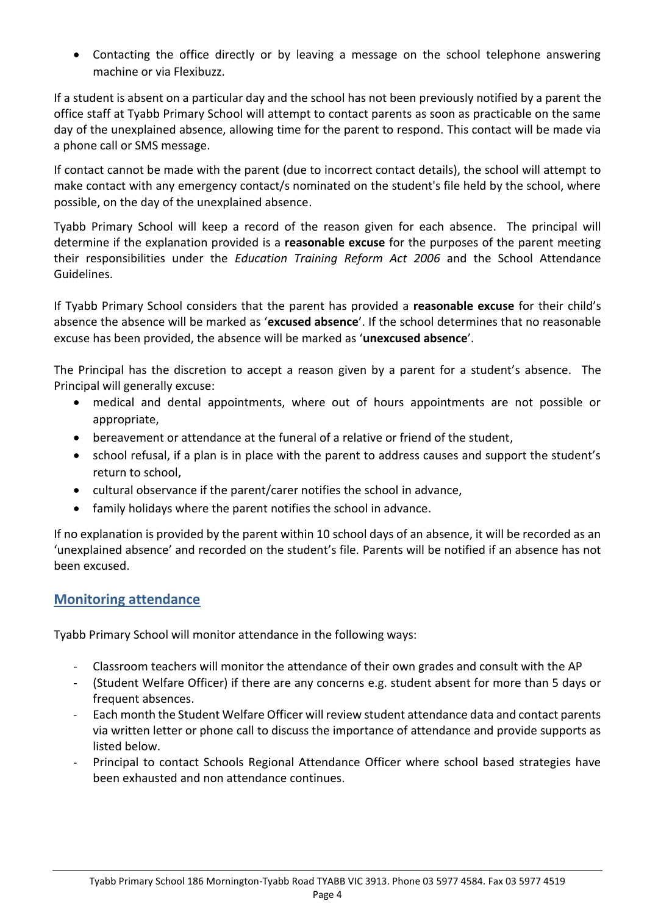- Contacting the office directly or by leaving a message on the school telephone answering machine or via Flexibuzz.

If a student is absent on a particular day and the school has not been previously notified by a parent the office staff at Tyabb Primary School will attempt to contact parents as soon as practicable on the same day of the unexplained absence, allowing time for the parent to respond. This contact will be made via a phone call or SMS message.

If contact cannot be made with the parent (due to incorrect contact details), the school will attempt to make contact with any emergency contact/s nominated on the student's file held by the school, where possible, on the day of the unexplained absence.

Tyabb Primary School will keep a record of the reason given for each absence. The principal will determine if the explanation provided is a **reasonable excuse** for the purposes of the parent meeting their responsibilities under the *Education Training Reform Act 2006* and the School Attendance Guidelines.

If Tyabb Primary School considers that the parent has provided a **reasonable excuse** for their child's absence the absence will be marked as '**excused absence**'. If the school determines that no reasonable excuse has been provided, the absence will be marked as '**unexcused absence**'.

The Principal has the discretion to accept a reason given by a parent for a student's absence. The Principal will generally excuse:

- medical and dental appointments, where out of hours appointments are not possible or appropriate,
- bereavement or attendance at the funeral of a relative or friend of the student,
- school refusal, if a plan is in place with the parent to address causes and support the student's return to school,
- cultural observance if the parent/carer notifies the school in advance,
- family holidays where the parent notifies the school in advance.

If no explanation is provided by the parent within 10 school days of an absence, it will be recorded as an 'unexplained absence' and recorded on the student's file. Parents will be notified if an absence has not been excused.

## Monitoring attendance

Tyabb Primary School will monitor attendance in the following ways:

- Classroom teachers will monitor the attendance of their own grades and consult with the AP
- (Student Welfare Officer) if there are any concerns e.g. student absent for more than 5 days or frequent absences.
- Each month the Student Welfare Officer will review student attendance data and contact parents via written letter or phone call to discuss the importance of attendance and provide supports as listed below.
- Principal to contact Schools Regional Attendance Officer where school based strategies have been exhausted and non attendance continues.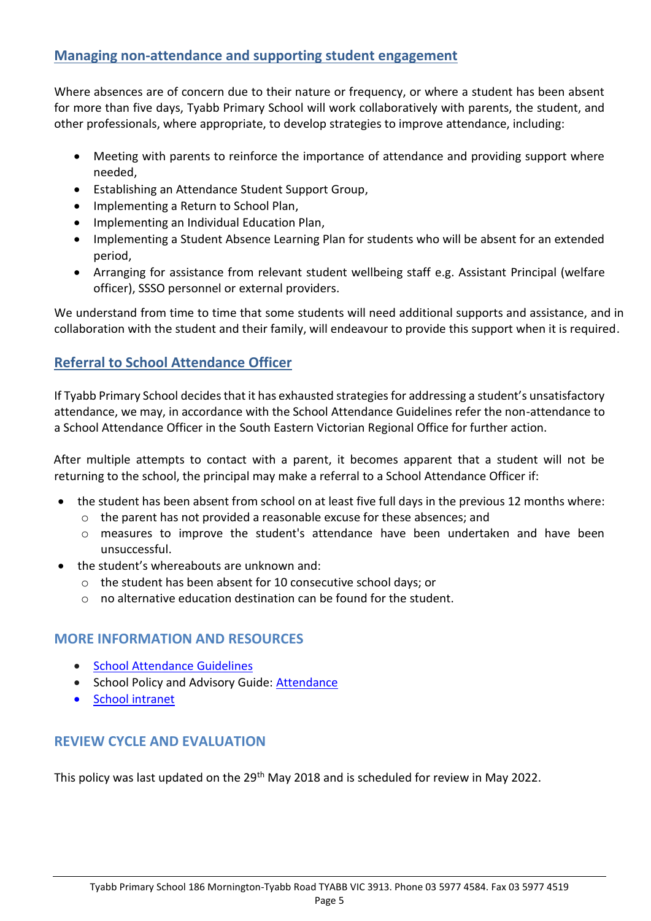## Managing non-attendance and supporting student engagement

Where absences are of concern due to their nature or frequency, or where a student has been absent for more than five days, Tyabb Primary School will work collaboratively with parents, the student, and other professionals, where appropriate, to develop strategies to improve attendance, including:

- Meeting with parents to reinforce the importance of attendance and providing support where needed,
- Establishing an Attendance Student Support Group,
- Implementing a Return to School Plan,
- Implementing an Individual Education Plan,
- Implementing a Student Absence Learning Plan for students who will be absent for an extended period,
- Arranging for assistance from relevant student wellbeing staff e.g. Assistant Principal (welfare officer), SSSO personnel or external providers.

We understand from time to time that some students will need additional supports and assistance, and in collaboration with the student and their family, will endeavour to provide this support when it is required.

## Referral to School Attendance Officer

If Tyabb Primary School decides that it has exhausted strategies for addressing a student's unsatisfactory attendance, we may, in accordance with the School Attendance Guidelines refer the non-attendance to a School Attendance Officer in the South Eastern Victorian Regional Office for further action.

After multiple attempts to contact with a parent, it becomes apparent that a student will not be returning to the school, the principal may make a referral to a School Attendance Officer if:

- the student has been absent from school on at least five full days in the previous 12 months where:
  - the parent has not provided a reasonable excuse for these absences; and
  - measures to improve the student's attendance have been undertaken and have been unsuccessful.
- the student's whereabouts are unknown and:
  - the student has been absent for 10 consecutive school days; or
  - no alternative education destination can be found for the student.

## MORE INFORMATION AND RESOURCES

- School Attendance Guidelines
- School Policy and Advisory Guide: Attendance
- School intranet

## REVIEW CYCLE AND EVALUATION

This policy was last updated on the 29th May 2018 and is scheduled for review in May 2022.